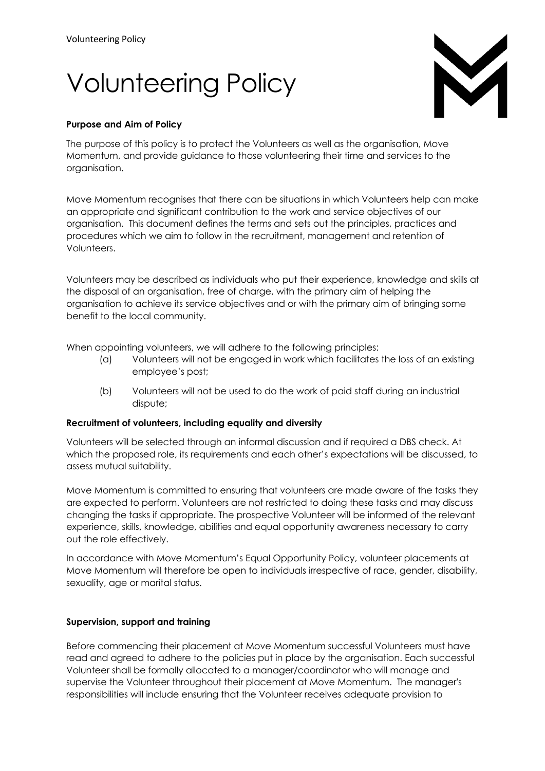# Volunteering Policy

**Purpose and Aim of Policy**

The purpose of this policy is to protect the Volunteers as well as the organisation, Move Momentum, and provide guidance to those volunteering their time and services to the organisation.

Move Momentum recognises that there can be situations in which Volunteers help can make an appropriate and significant contribution to the work and service objectives of our organisation. This document defines the terms and sets out the principles, practices and procedures which we aim to follow in the recruitment, management and retention of Volunteers.

Volunteers may be described as individuals who put their experience, knowledge and skills at the disposal of an organisation, free of charge, with the primary aim of helping the organisation to achieve its service objectives and or with the primary aim of bringing some benefit to the local community.

When appointing volunteers, we will adhere to the following principles:

(a) Volunteers will not be engaged in work which facilitates the loss of an existing employee's post;

(b) Volunteers will not be used to do the work of paid staff during an industrial dispute;

**Recruitment of volunteers, including equality and diversity**

Volunteers will be selected through an informal discussion and if required a DBS check. At which the proposed role, its requirements and each other's expectations will be discussed, to assess mutual suitability.

Move Momentum is committed to ensuring that volunteers are made aware of the tasks they are expected to perform. Volunteers are not restricted to doing these tasks and may discuss changing the tasks if appropriate. The prospective Volunteer will be informed of the relevant experience, skills, knowledge, abilities and equal opportunity awareness necessary to carry out the role effectively.

In accordance with Move Momentum's Equal Opportunity Policy, volunteer placements at Move Momentum will therefore be open to individuals irrespective of race, gender, disability, sexuality, age or marital status.

**Supervision, support and training**

Before commencing their placement at Move Momentum successful Volunteers must have read and agreed to adhere to the policies put in place by the organisation. Each successful Volunteer shall be formally allocated to a manager/coordinator who will manage and supervise the Volunteer throughout their placement at Move Momentum. The manager's responsibilities will include ensuring that the Volunteer receives adequate provision to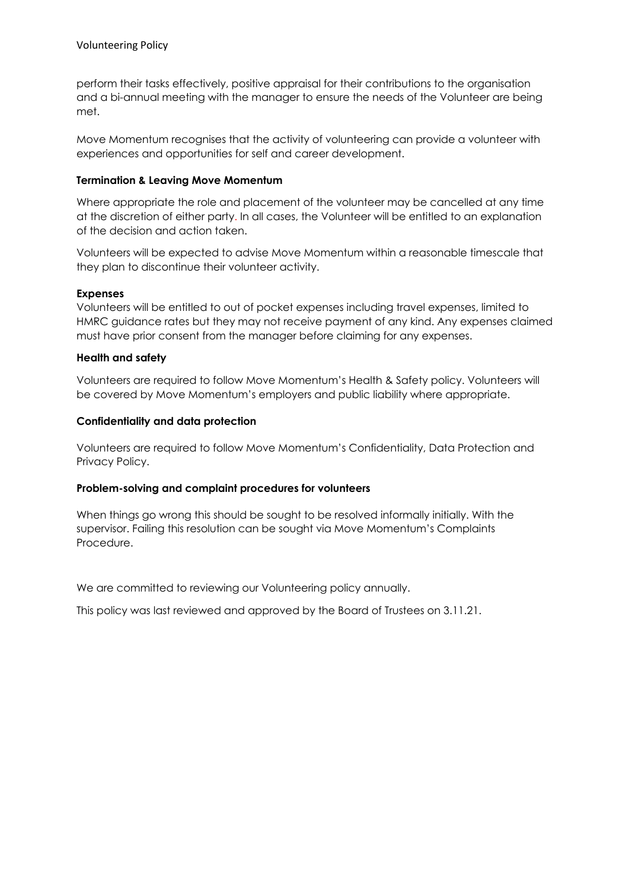perform their tasks effectively, positive appraisal for their contributions to the organisation and a bi-annual meeting with the manager to ensure the needs of the Volunteer are being met.

Move Momentum recognises that the activity of volunteering can provide a volunteer with experiences and opportunities for self and career development.

### Termination & Leaving Move Momentum

Where appropriate the role and placement of the volunteer may be cancelled at any time at the discretion of either party. In all cases, the Volunteer will be entitled to an explanation of the decision and action taken.

Volunteers will be expected to advise Move Momentum within a reasonable timescale that they plan to discontinue their volunteer activity.

### Expenses

Volunteers will be entitled to out of pocket expenses including travel expenses, limited to HMRC guidance rates but they may not receive payment of any kind. Any expenses claimed must have prior consent from the manager before claiming for any expenses.

### Health and safety

Volunteers are required to follow Move Momentum's Health & Safety policy. Volunteers will be covered by Move Momentum's employers and public liability where appropriate.

### Confidentiality and data protection

Volunteers are required to follow Move Momentum's Confidentiality, Data Protection and Privacy Policy.

### Problem-solving and complaint procedures for volunteers

When things go wrong this should be sought to be resolved informally initially. With the supervisor. Failing this resolution can be sought via Move Momentum's Complaints Procedure.

We are committed to reviewing our Volunteering policy annually.

This policy was last reviewed and approved by the Board of Trustees on 3.11.21.